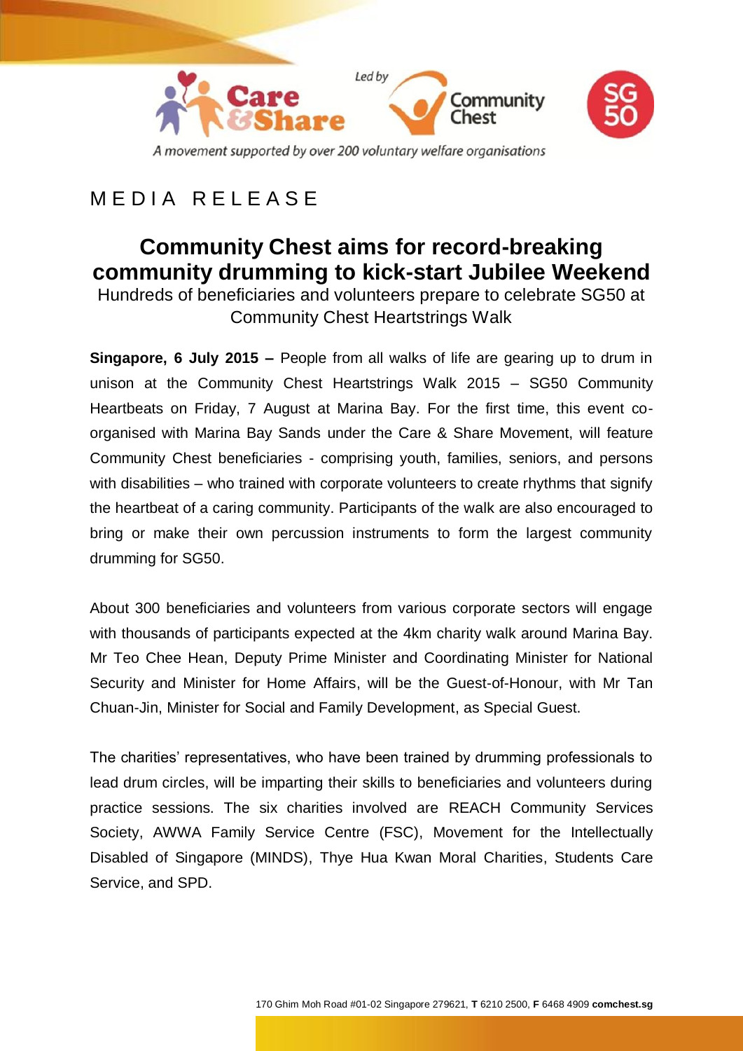Led by

A movement supported by over 200 voluntary welfare organisations

M E D I A  R E L E A S E

# Community Chest aims for record-breaking community drumming to kick-start Jubilee Weekend

Hundreds of beneficiaries and volunteers prepare to celebrate SG50 at Community Chest Heartstrings Walk

**Singapore, 6 July 2015 –** People from all walks of life are gearing up to drum in unison at the Community Chest Heartstrings Walk 2015 – SG50 Community Heartbeats on Friday, 7 August at Marina Bay. For the first time, this event co-organised with Marina Bay Sands under the Care & Share Movement, will feature Community Chest beneficiaries - comprising youth, families, seniors, and persons with disabilities – who trained with corporate volunteers to create rhythms that signify the heartbeat of a caring community. Participants of the walk are also encouraged to bring or make their own percussion instruments to form the largest community drumming for SG50.

About 300 beneficiaries and volunteers from various corporate sectors will engage with thousands of participants expected at the 4km charity walk around Marina Bay. Mr Teo Chee Hean, Deputy Prime Minister and Coordinating Minister for National Security and Minister for Home Affairs, will be the Guest-of-Honour, with Mr Tan Chuan-Jin, Minister for Social and Family Development, as Special Guest.

The charities' representatives, who have been trained by drumming professionals to lead drum circles, will be imparting their skills to beneficiaries and volunteers during practice sessions. The six charities involved are REACH Community Services Society, AWWA Family Service Centre (FSC), Movement for the Intellectually Disabled of Singapore (MINDS), Thye Hua Kwan Moral Charities, Students Care Service, and SPD.

170 Ghim Moh Road #01-02 Singapore 279621, **T** 6210 2500, **F** 6468 4909 **comchest.sg**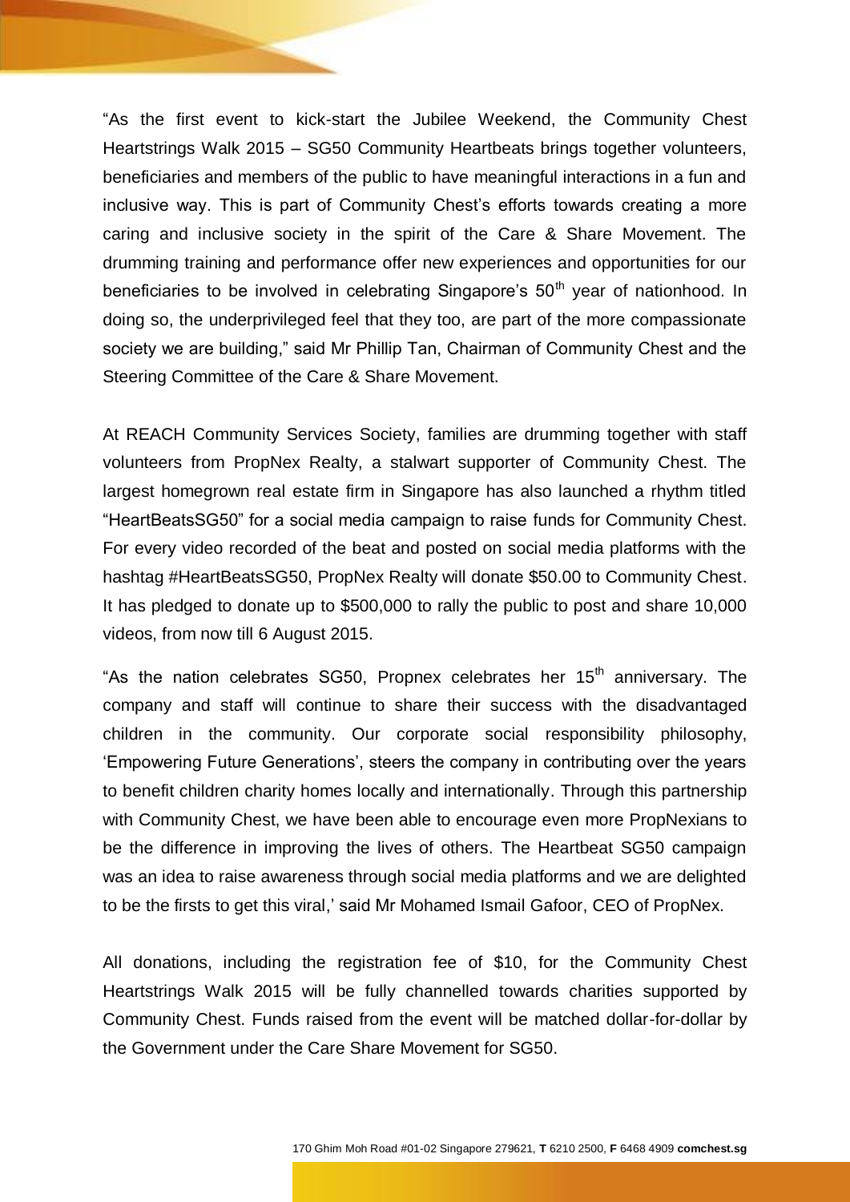"As the first event to kick-start the Jubilee Weekend, the Community Chest Heartstrings Walk 2015 – SG50 Community Heartbeats brings together volunteers, beneficiaries and members of the public to have meaningful interactions in a fun and inclusive way. This is part of Community Chest's efforts towards creating a more caring and inclusive society in the spirit of the Care & Share Movement. The drumming training and performance offer new experiences and opportunities for our beneficiaries to be involved in celebrating Singapore's 50th year of nationhood. In doing so, the underprivileged feel that they too, are part of the more compassionate society we are building," said Mr Phillip Tan, Chairman of Community Chest and the Steering Committee of the Care & Share Movement.

At REACH Community Services Society, families are drumming together with staff volunteers from PropNex Realty, a stalwart supporter of Community Chest. The largest homegrown real estate firm in Singapore has also launched a rhythm titled "HeartBeatsSG50" for a social media campaign to raise funds for Community Chest. For every video recorded of the beat and posted on social media platforms with the hashtag #HeartBeatsSG50, PropNex Realty will donate $50.00 to Community Chest. It has pledged to donate up to $500,000 to rally the public to post and share 10,000 videos, from now till 6 August 2015.

"As the nation celebrates SG50, Propnex celebrates her 15th anniversary. The company and staff will continue to share their success with the disadvantaged children in the community. Our corporate social responsibility philosophy, 'Empowering Future Generations', steers the company in contributing over the years to benefit children charity homes locally and internationally. Through this partnership with Community Chest, we have been able to encourage even more PropNexians to be the difference in improving the lives of others. The Heartbeat SG50 campaign was an idea to raise awareness through social media platforms and we are delighted to be the firsts to get this viral,' said Mr Mohamed Ismail Gafoor, CEO of PropNex.

All donations, including the registration fee of $10, for the Community Chest Heartstrings Walk 2015 will be fully channelled towards charities supported by Community Chest. Funds raised from the event will be matched dollar-for-dollar by the Government under the Care Share Movement for SG50.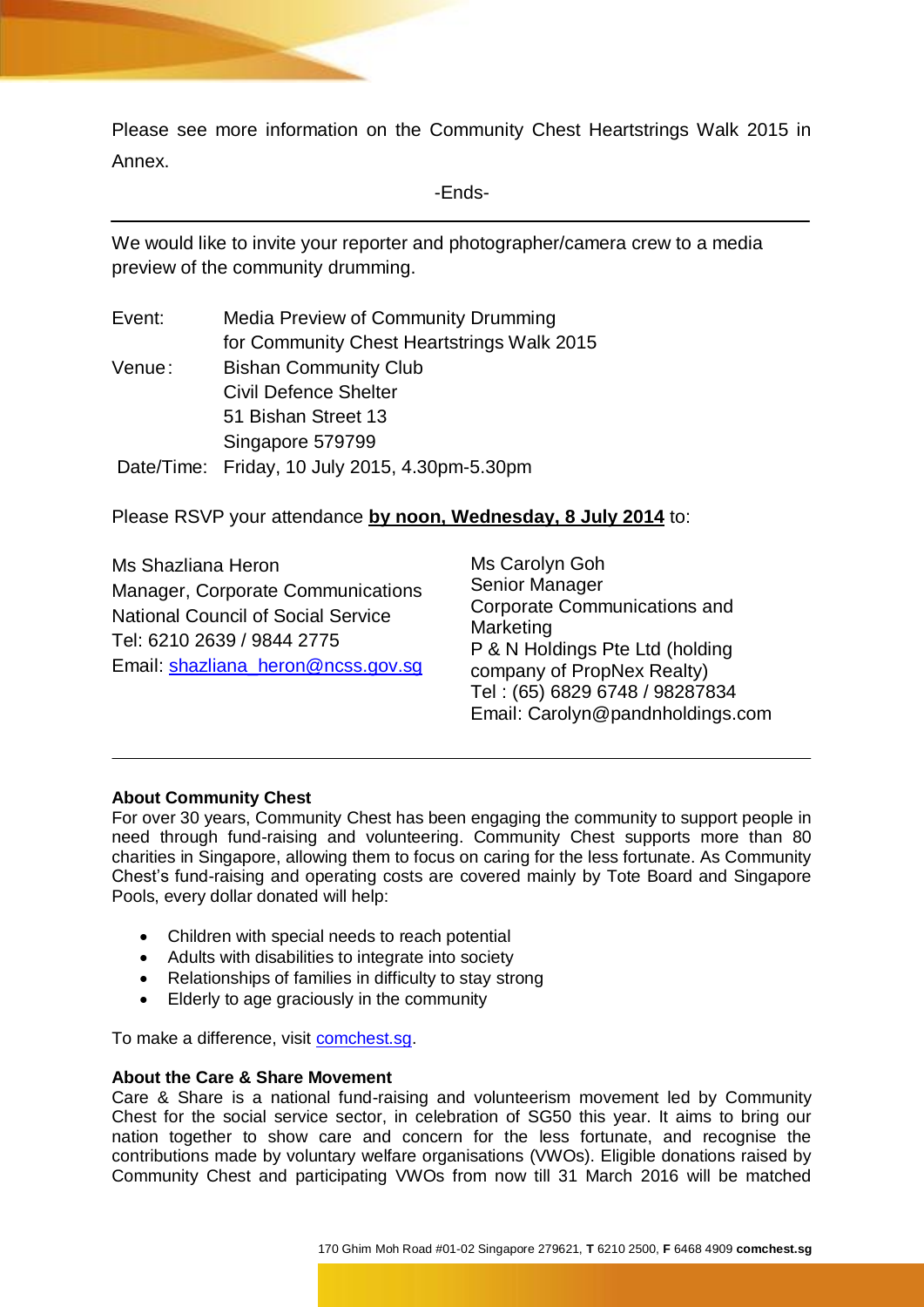Please see more information on the Community Chest Heartstrings Walk 2015 in Annex.

-Ends-

---

We would like to invite your reporter and photographer/camera crew to a media preview of the community drumming.

| | |
|---|---|
| Event: | Media Preview of Community Drumming for Community Chest Heartstrings Walk 2015 |
| Venue: | Bishan Community Club<br>Civil Defence Shelter<br>51 Bishan Street 13<br>Singapore 579799 |
| Date/Time: | Friday, 10 July 2015, 4.30pm-5.30pm |

Please RSVP your attendance **by noon, Wednesday, 8 July 2014** to:

Ms Shazliana Heron
Manager, Corporate Communications
National Council of Social Service
Tel: 6210 2639 / 9844 2775
Email: shazliana_heron@ncss.gov.sg

Ms Carolyn Goh
Senior Manager
Corporate Communications and Marketing
P & N Holdings Pte Ltd (holding company of PropNex Realty)
Tel : (65) 6829 6748 / 98287834
Email: Carolyn@pandnholdings.com

---

**About Community Chest**

For over 30 years, Community Chest has been engaging the community to support people in need through fund-raising and volunteering. Community Chest supports more than 80 charities in Singapore, allowing them to focus on caring for the less fortunate. As Community Chest's fund-raising and operating costs are covered mainly by Tote Board and Singapore Pools, every dollar donated will help:

- Children with special needs to reach potential
- Adults with disabilities to integrate into society
- Relationships of families in difficulty to stay strong
- Elderly to age graciously in the community

To make a difference, visit comchest.sg.

**About the Care & Share Movement**

Care & Share is a national fund-raising and volunteerism movement led by Community Chest for the social service sector, in celebration of SG50 this year. It aims to bring our nation together to show care and concern for the less fortunate, and recognise the contributions made by voluntary welfare organisations (VWOs). Eligible donations raised by Community Chest and participating VWOs from now till 31 March 2016 will be matched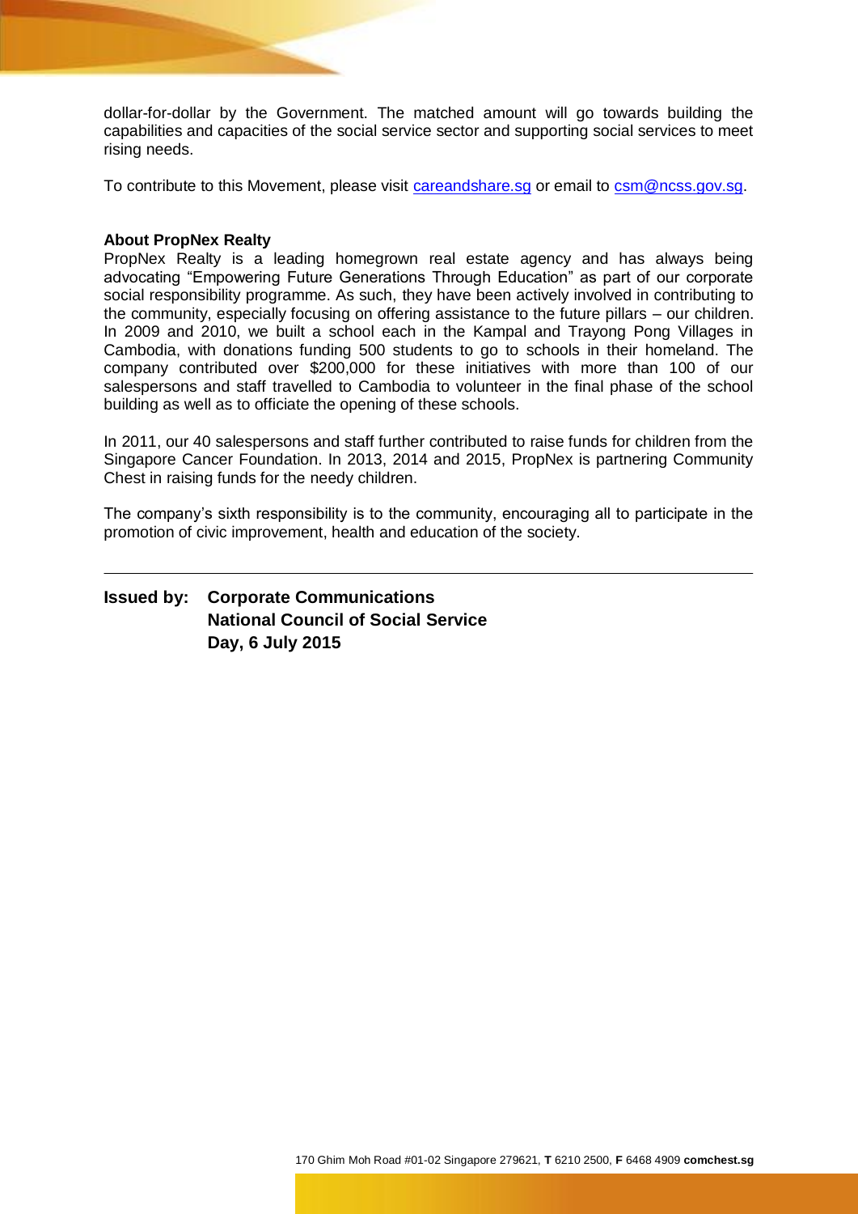dollar-for-dollar by the Government. The matched amount will go towards building the capabilities and capacities of the social service sector and supporting social services to meet rising needs.

To contribute to this Movement, please visit [careandshare.sg](careandshare.sg) or email to [csm@ncss.gov.sg](mailto:csm@ncss.gov.sg).

**About PropNex Realty**

PropNex Realty is a leading homegrown real estate agency and has always being advocating "Empowering Future Generations Through Education" as part of our corporate social responsibility programme. As such, they have been actively involved in contributing to the community, especially focusing on offering assistance to the future pillars – our children. In 2009 and 2010, we built a school each in the Kampal and Trayong Pong Villages in Cambodia, with donations funding 500 students to go to schools in their homeland. The company contributed over $200,000 for these initiatives with more than 100 of our salespersons and staff travelled to Cambodia to volunteer in the final phase of the school building as well as to officiate the opening of these schools.

In 2011, our 40 salespersons and staff further contributed to raise funds for children from the Singapore Cancer Foundation. In 2013, 2014 and 2015, PropNex is partnering Community Chest in raising funds for the needy children.

The company's sixth responsibility is to the community, encouraging all to participate in the promotion of civic improvement, health and education of the society.

---

**Issued by: Corporate Communications**
**National Council of Social Service**
**Day, 6 July 2015**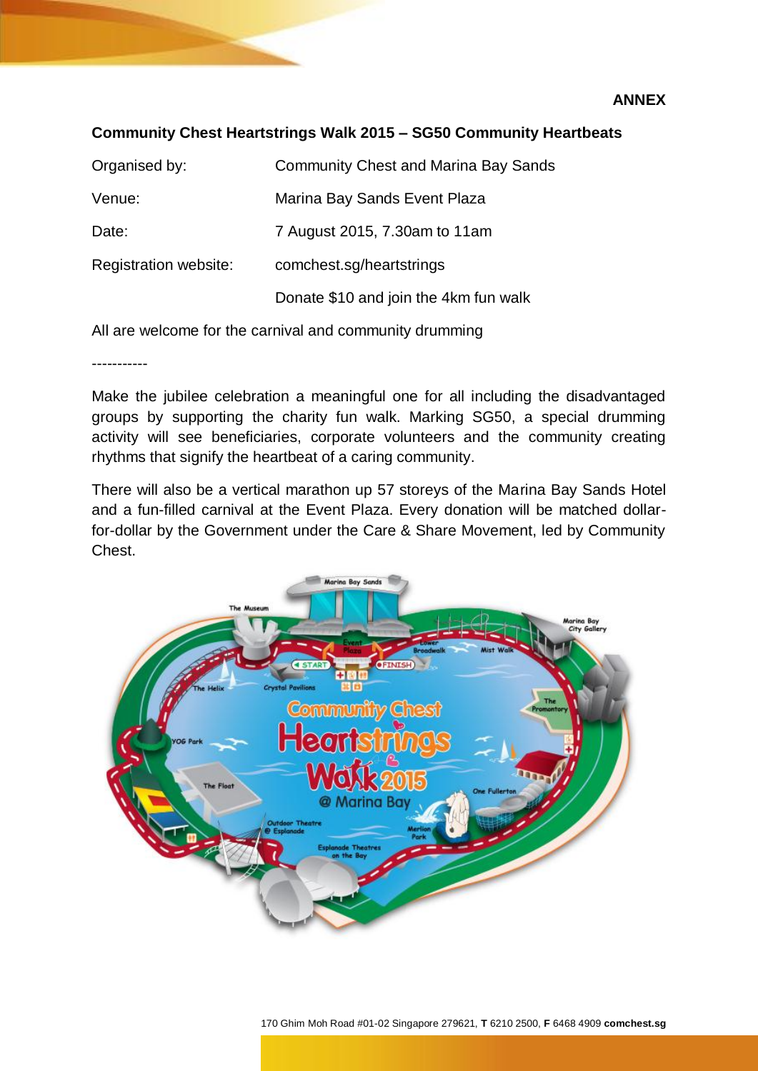**ANNEX**

**Community Chest Heartstrings Walk 2015 – SG50 Community Heartbeats**

| | |
|---|---|
| Organised by: | Community Chest and Marina Bay Sands |
| Venue: | Marina Bay Sands Event Plaza |
| Date: | 7 August 2015, 7.30am to 11am |
| Registration website: | comchest.sg/heartstrings |
| | Donate $10 and join the 4km fun walk |

All are welcome for the carnival and community drumming

-----------

Make the jubilee celebration a meaningful one for all including the disadvantaged groups by supporting the charity fun walk. Marking SG50, a special drumming activity will see beneficiaries, corporate volunteers and the community creating rhythms that signify the heartbeat of a caring community.

There will also be a vertical marathon up 57 storeys of the Marina Bay Sands Hotel and a fun-filled carnival at the Event Plaza. Every donation will be matched dollar-for-dollar by the Government under the Care & Share Movement, led by Community Chest.

Marina Bay Sands
The Museum
Marina Bay City Gallery
Event Plaza
Lower Broadwalk
Mist Walk
START
FINISH
The Helix
Crystal Pavilions
Community Chest
Heartstrings
Walk 2015
@ Marina Bay
The Promontory
YOG Park
The Float
One Fullerton
Outdoor Theatre @ Esplanade
Merlion Park
Esplanade Theatres on the Bay